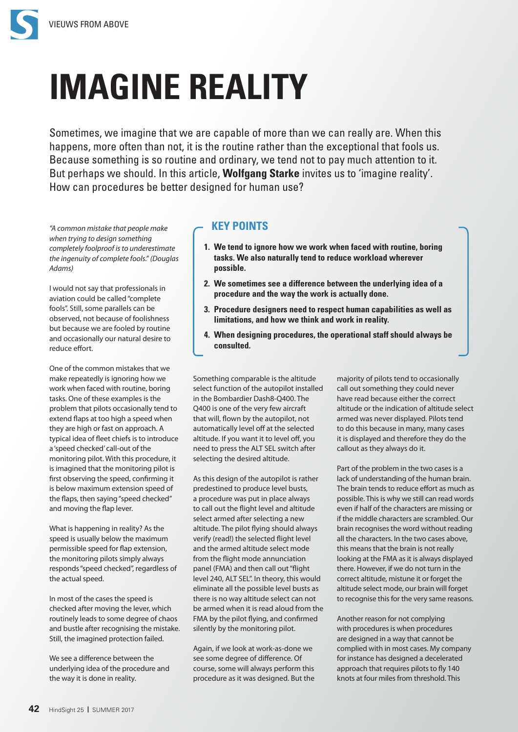# IMAGINE REALITY

Sometimes, we imagine that we are capable of more than we can really are. When this happens, more often than not, it is the routine rather than the exceptional that fools us. Because something is so routine and ordinary, we tend not to pay much attention to it. But perhaps we should. In this article, **Wolfgang Starke** invites us to 'imagine reality'. How can procedures be better designed for human use?

## KEY POINTS

1. **We tend to ignore how we work when faced with routine, boring tasks. We also naturally tend to reduce workload wherever possible.**
2. **We sometimes see a difference between the underlying idea of a procedure and the way the work is actually done.**
3. **Procedure designers need to respect human capabilities as well as limitations, and how we think and work in reality.**
4. **When designing procedures, the operational staff should always be consulted.**

*"A common mistake that people make when trying to design something completely foolproof is to underestimate the ingenuity of complete fools." (Douglas Adams)*

I would not say that professionals in aviation could be called "complete fools". Still, some parallels can be observed, not because of foolishness but because we are fooled by routine and occasionally our natural desire to reduce effort.

One of the common mistakes that we make repeatedly is ignoring how we work when faced with routine, boring tasks. One of these examples is the problem that pilots occasionally tend to extend flaps at too high a speed when they are high or fast on approach. A typical idea of fleet chiefs is to introduce a 'speed checked' call-out of the monitoring pilot. With this procedure, it is imagined that the monitoring pilot is first observing the speed, confirming it is below maximum extension speed of the flaps, then saying "speed checked" and moving the flap lever.

What is happening in reality? As the speed is usually below the maximum permissible speed for flap extension, the monitoring pilots simply always responds "speed checked", regardless of the actual speed.

In most of the cases the speed is checked after moving the lever, which routinely leads to some degree of chaos and bustle after recognising the mistake. Still, the imagined protection failed.

We see a difference between the underlying idea of the procedure and the way it is done in reality.

Something comparable is the altitude select function of the autopilot installed in the Bombardier Dash8-Q400. The Q400 is one of the very few aircraft that will, flown by the autopilot, not automatically level off at the selected altitude. If you want it to level off, you need to press the ALT SEL switch after selecting the desired altitude.

As this design of the autopilot is rather predestined to produce level busts, a procedure was put in place always to call out the flight level and altitude select armed after selecting a new altitude. The pilot flying should always verify (read!) the selected flight level and the armed altitude select mode from the flight mode annunciation panel (FMA) and then call out "flight level 240, ALT SEL". In theory, this would eliminate all the possible level busts as there is no way altitude select can not be armed when it is read aloud from the FMA by the pilot flying, and confirmed silently by the monitoring pilot.

Again, if we look at work-as-done we see some degree of difference. Of course, some will always perform this procedure as it was designed. But the majority of pilots tend to occasionally call out something they could never have read because either the correct altitude or the indication of altitude select armed was never displayed. Pilots tend to do this because in many, many cases it is displayed and therefore they do the callout as they always do it.

Part of the problem in the two cases is a lack of understanding of the human brain. The brain tends to reduce effort as much as possible. This is why we still can read words even if half of the characters are missing or if the middle characters are scrambled. Our brain recognises the word without reading all the characters. In the two cases above, this means that the brain is not really looking at the FMA as it is always displayed there. However, if we do not turn in the correct altitude, mistune it or forget the altitude select mode, our brain will forget to recognise this for the very same reasons.

Another reason for not complying with procedures is when procedures are designed in a way that cannot be complied with in most cases. My company for instance has designed a decelerated approach that requires pilots to fly 140 knots at four miles from threshold. This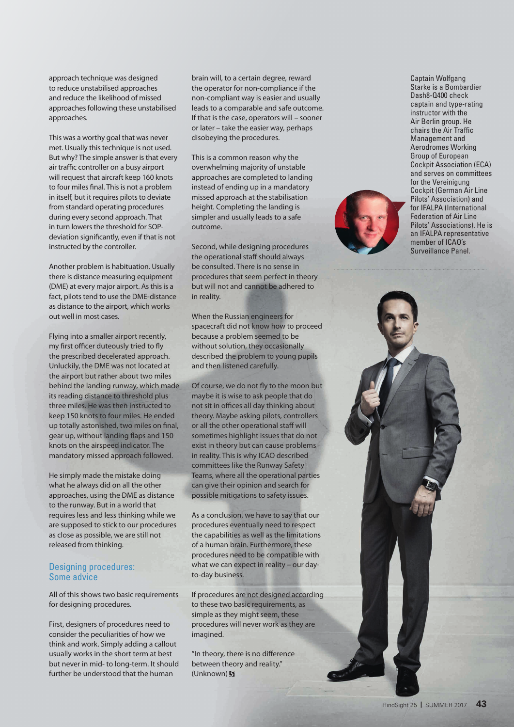approach technique was designed to reduce unstabilised approaches and reduce the likelihood of missed approaches following these unstabilised approaches.

This was a worthy goal that was never met. Usually this technique is not used. But why? The simple answer is that every air traffic controller on a busy airport will request that aircraft keep 160 knots to four miles final. This is not a problem in itself, but it requires pilots to deviate from standard operating procedures during every second approach. That in turn lowers the threshold for SOP-deviation significantly, even if that is not instructed by the controller.

Another problem is habituation. Usually there is distance measuring equipment (DME) at every major airport. As this is a fact, pilots tend to use the DME-distance as distance to the airport, which works out well in most cases.

Flying into a smaller airport recently, my first officer duteously tried to fly the prescribed decelerated approach. Unluckily, the DME was not located at the airport but rather about two miles behind the landing runway, which made its reading distance to threshold plus three miles. He was then instructed to keep 150 knots to four miles. He ended up totally astonished, two miles on final, gear up, without landing flaps and 150 knots on the airspeed indicator. The mandatory missed approach followed.

He simply made the mistake doing what he always did on all the other approaches, using the DME as distance to the runway. But in a world that requires less and less thinking while we are supposed to stick to our procedures as close as possible, we are still not released from thinking.

## Designing procedures: Some advice

All of this shows two basic requirements for designing procedures.

First, designers of procedures need to consider the peculiarities of how we think and work. Simply adding a callout usually works in the short term at best but never in mid- to long-term. It should further be understood that the human brain will, to a certain degree, reward the operator for non-compliance if the non-compliant way is easier and usually leads to a comparable and safe outcome. If that is the case, operators will – sooner or later – take the easier way, perhaps disobeying the procedures.

This is a common reason why the overwhelming majority of unstable approaches are completed to landing instead of ending up in a mandatory missed approach at the stabilisation height. Completing the landing is simpler and usually leads to a safe outcome.

Second, while designing procedures the operational staff should always be consulted. There is no sense in procedures that seem perfect in theory but will not and cannot be adhered to in reality.

When the Russian engineers for spacecraft did not know how to proceed because a problem seemed to be without solution, they occasionally described the problem to young pupils and then listened carefully.

Of course, we do not fly to the moon but maybe it is wise to ask people that do not sit in offices all day thinking about theory. Maybe asking pilots, controllers or all the other operational staff will sometimes highlight issues that do not exist in theory but can cause problems in reality. This is why ICAO described committees like the Runway Safety Teams, where all the operational parties can give their opinion and search for possible mitigations to safety issues.

As a conclusion, we have to say that our procedures eventually need to respect the capabilities as well as the limitations of a human brain. Furthermore, these procedures need to be compatible with what we can expect in reality – our day-to-day business.

If procedures are not designed according to these two basic requirements, as simple as they might seem, these procedures will never work as they are imagined.

"In theory, there is no difference between theory and reality." (Unknown)

---

Captain Wolfgang Starke is a Bombardier Dash8-Q400 check captain and type-rating instructor with the Air Berlin group. He chairs the Air Traffic Management and Aerodromes Working Group of European Cockpit Association (ECA) and serves on committees for the Vereinigung Cockpit (German Air Line Pilots' Association) and for IFALPA (International Federation of Air Line Pilots' Associations). He is an IFALPA representative member of ICAO's Surveillance Panel.